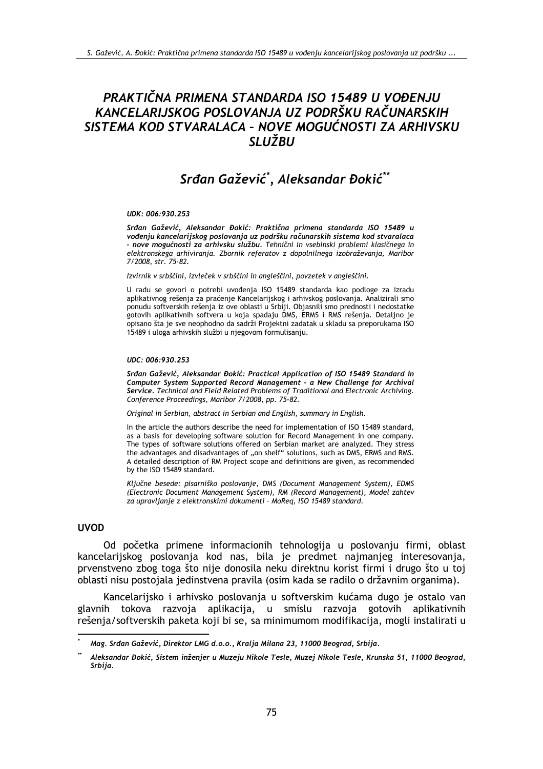# PRAKTIČNA PRIMENA STANDARDA ISO 15489 U VOĐENJU KANCELARIJSKOG POSLOVANJA UZ PODRŠKU RAČUNARSKIH SISTEMA KOD STVARALACA – NOVE MOGUĆNOSTI ZA ARHIVSKU SLUŽBU

## Srđan Gažević[*], Aleksandar Đokić[**]

*UDK: 006:930.253*

***Srđan Gažević, Aleksandar Đokić: Praktična primena standarda ISO 15489 u vođenju kancelarijskog poslovanja uz podršku računarskih sistema kod stvaralaca – nove mogućnosti za arhivsku službu.*** *Tehnični in vsebinski problemi klasičnega in elektronskega arhiviranja. Zbornik referatov z dopolnilnega izobraževanja, Maribor 7/2008, str. 75-82.*

*Izvirnik v srbščini, izvleček v srbščini in angleščini, povzetek v angleščini.*

U radu se govori o potrebi uvođenja ISO 15489 standarda kao podloge za izradu aplikativnog rešenja za praćenje Kancelarijskog i arhivskog poslovanja. Analizirali smo ponudu softverskih rešenja iz ove oblasti u Srbiji. Objasnili smo prednosti i nedostatke gotovih aplikativnih softvera u koja spadaju DMS, ERMS i RMS rešenja. Detaljno je opisano šta je sve neophodno da sadrži Projektni zadatak u skladu sa preporukama ISO 15489 i uloga arhivskih službi u njegovom formulisanju.

*UDC: 006:930.253*

***Srđan Gažević, Aleksandar Đokić: Practical Application of ISO 15489 Standard in Computer System Supported Record Management – a New Challenge for Archival Service.*** *Technical and Field Related Problems of Traditional and Electronic Archiving. Conference Proceedings, Maribor 7/2008, pp. 75-82.*

*Original in Serbian, abstract in Serbian and English, summary in English.*

In the article the authors describe the need for implementation of ISO 15489 standard, as a basis for developing software solution for Record Management in one company. The types of software solutions offered on Serbian market are analyzed. They stress the advantages and disadvantages of „on shelf" solutions, such as DMS, ERMS and RMS. A detailed description of RM Project scope and definitions are given, as recommended by the ISO 15489 standard.

*Ključne besede: pisarniško poslovanje, DMS (Document Management System), EDMS (Electronic Document Management System), RM (Record Management), Model zahtev za upravljanje z elektronskimi dokumenti – MoReq, ISO 15489 standard.*

## UVOD

Od početka primene informacionih tehnologija u poslovanju firmi, oblast kancelarijskog poslovanja kod nas, bila je predmet najmanjeg interesovanja, prvenstveno zbog toga što nije donosila neku direktnu korist firmi i drugo što u toj oblasti nisu postojala jedinstvena pravila (osim kada se radilo o državnim organima).

Kancelarijsko i arhivsko poslovanja u softverskim kućama dugo je ostalo van glavnih tokova razvoja aplikacija, u smislu razvoja gotovih aplikativnih rešenja/softverskih paketa koji bi se, sa minimumom modifikacija, mogli instalirati u

---

[*] *Mag. Srđan Gažević, Direktor LMG d.o.o., Kralja Milana 23, 11000 Beograd, Srbija.*

[**] *Aleksandar Đokić, Sistem inženjer u Muzeju Nikole Tesle, Muzej Nikole Tesle, Krunska 51, 11000 Beograd, Srbija.*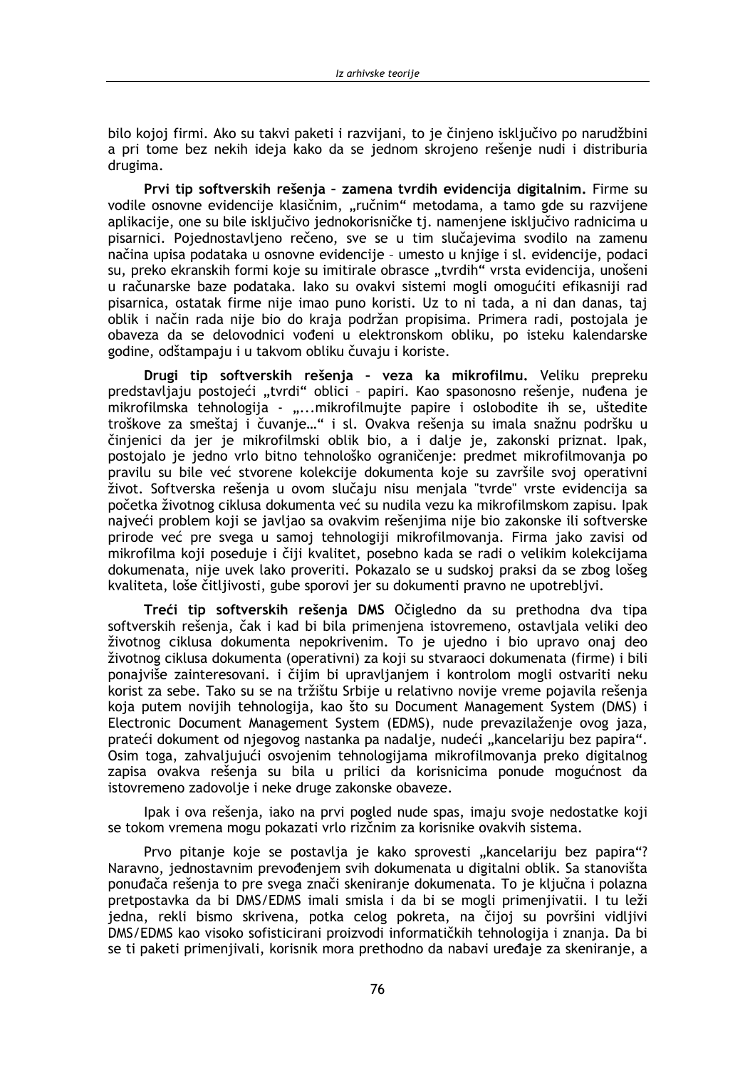bilo kojoj firmi. Ako su takvi paketi i razvijani, to je činjeno isključivo po narudžbini a pri tome bez nekih ideja kako da se jednom skrojeno rešenje nudi i distriburia drugima.

**Prvi tip softverskih rešenja – zamena tvrdih evidencija digitalnim.** Firme su vodile osnovne evidencije klasičnim, „ručnim" metodama, a tamo gde su razvijene aplikacije, one su bile isključivo jednokorisničke tj. namenjene isključivo radnicima u pisarnici. Pojednostavljeno rečeno, sve se u tim slučajevima svodilo na zamenu načina upisa podataka u osnovne evidencije – umesto u knjige i sl. evidencije, podaci su, preko ekranskih formi koje su imitirale obrasce „tvrdih" vrsta evidencija, unošeni u računarske baze podataka. Iako su ovakvi sistemi mogli omogućiti efikasniji rad pisarnica, ostatak firme nije imao puno koristi. Uz to ni tada, a ni dan danas, taj oblik i način rada nije bio do kraja podržan propisima. Primera radi, postojala je obaveza da se delovodnici vođeni u elektronskom obliku, po isteku kalendarske godine, odštampaju i u takvom obliku čuvaju i koriste.

**Drugi tip softverskih rešenja – veza ka mikrofilmu.** Veliku prepreku predstavljaju postojeći „tvrdi" oblici – papiri. Kao spasonosno rešenje, nuđena je mikrofilmska tehnologija - „...mikrofilmujte papire i oslobodite ih se, uštedite troškove za smeštaj i čuvanje..." i sl. Ovakva rešenja su imala snažnu podršku u činjenici da jer je mikrofilmski oblik bio, a i dalje je, zakonski priznat. Ipak, postojalo je jedno vrlo bitno tehnološko ograničenje: predmet mikrofilmovanja po pravilu su bile već stvorene kolekcije dokumenta koje su završile svoj operativni život. Softverska rešenja u ovom slučaju nisu menjala "tvrde" vrste evidencija sa početka životnog ciklusa dokumenta već su nudila vezu ka mikrofilmskom zapisu. Ipak najveći problem koji se javljao sa ovakvim rešenjima nije bio zakonske ili softverske prirode već pre svega u samoj tehnologiji mikrofilmovanja. Firma jako zavisi od mikrofilma koji poseduje i čiji kvalitet, posebno kada se radi o velikim kolekcijama dokumenata, nije uvek lako proveriti. Pokazalo se u sudskoj praksi da se zbog lošeg kvaliteta, loše čitljivosti, gube sporovi jer su dokumenti pravno ne upotrebljvi.

**Treći tip softverskih rešenja DMS** Očigledno da su prethodna dva tipa softverskih rešenja, čak i kad bi bila primenjena istovremeno, ostavljala veliki deo životnog ciklusa dokumenta nepokrivenim. To je ujedno i bio upravo onaj deo životnog ciklusa dokumenta (operativni) za koji su stvaraoci dokumenata (firme) i bili ponajviše zainteresovani. i čijim bi upravljanjem i kontrolom mogli ostvariti neku korist za sebe. Tako su se na tržištu Srbije u relativno novije vreme pojavila rešenja koja putem novijih tehnologija, kao što su Document Management System (DMS) i Electronic Document Management System (EDMS), nude prevazilaženje ovog jaza, prateći dokument od njegovog nastanka pa nadalje, nudeći „kancelariju bez papira". Osim toga, zahvaljujući osvojenim tehnologijama mikrofilmovanja preko digitalnog zapisa ovakva rešenja su bila u prilici da korisnicima ponude mogućnost da istovremeno zadovolje i neke druge zakonske obaveze.

Ipak i ova rešenja, iako na prvi pogled nude spas, imaju svoje nedostatke koji se tokom vremena mogu pokazati vrlo rizčnim za korisnike ovakvih sistema.

Prvo pitanje koje se postavlja je kako sprovesti „kancelariju bez papira"? Naravno, jednostavnim prevođenjem svih dokumenata u digitalni oblik. Sa stanovišta ponuđača rešenja to pre svega znači skeniranje dokumenata. To je ključna i polazna pretpostavka da bi DMS/EDMS imali smisla i da bi se mogli primenjivatii. I tu leži jedna, rekli bismo skrivena, potka celog pokreta, na čijoj su površini vidljivi DMS/EDMS kao visoko sofisticirani proizvodi informatičkih tehnologija i znanja. Da bi se ti paketi primenjivali, korisnik mora prethodno da nabavi uređaje za skeniranje, a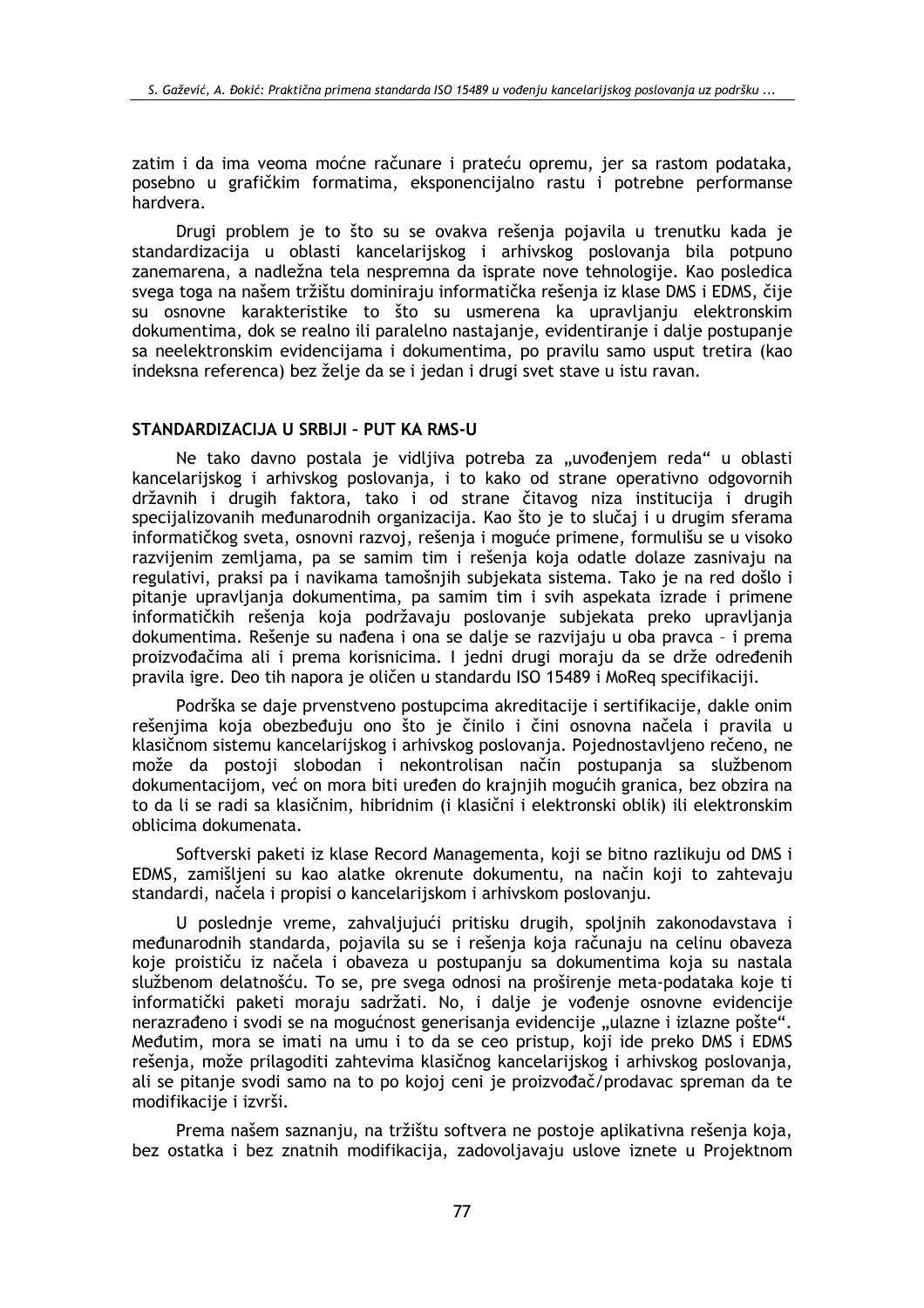zatim i da ima veoma moćne računare i prateću opremu, jer sa rastom podataka, posebno u grafičkim formatima, eksponencijalno rastu i potrebne performanse hardvera.

Drugi problem je to što su se ovakva rešenja pojavila u trenutku kada je standardizacija u oblasti kancelarijskog i arhivskog poslovanja bila potpuno zanemarena, a nadležna tela nespremna da isprate nove tehnologije. Kao posledica svega toga na našem tržištu dominiraju informatička rešenja iz klase DMS i EDMS, čije su osnovne karakteristike to što su usmerena ka upravljanju elektronskim dokumentima, dok se realno ili paralelno nastajanje, evidentiranje i dalje postupanje sa neelektronskim evidencijama i dokumentima, po pravilu samo usput tretira (kao indeksna referenca) bez želje da se i jedan i drugi svet stave u istu ravan.

## STANDARDIZACIJA U SRBIJI – PUT KA RMS-U

Ne tako davno postala je vidljiva potreba za „uvođenjem reda" u oblasti kancelarijskog i arhivskog poslovanja, i to kako od strane operativno odgovornih državnih i drugih faktora, tako i od strane čitavog niza institucija i drugih specijalizovanih međunarodnih organizacija. Kao što je to slučaj i u drugim sferama informatičkog sveta, osnovni razvoj, rešenja i moguće primene, formulišu se u visoko razvijenim zemljama, pa se samim tim i rešenja koja odatle dolaze zasnivaju na regulativi, praksi pa i navikama tamošnjih subjekata sistema. Tako je na red došlo i pitanje upravljanja dokumentima, pa samim tim i svih aspekata izrade i primene informatičkih rešenja koja podržavaju poslovanje subjekata preko upravljanja dokumentima. Rešenje su nađena i ona se dalje se razvijaju u oba pravca – i prema proizvođačima ali i prema korisnicima. I jedni drugi moraju da se drže određenih pravila igre. Deo tih napora je oličen u standardu ISO 15489 i MoReq specifikaciji.

Podrška se daje prvenstveno postupcima akreditacije i sertifikacije, dakle onim rešenjima koja obezbeđuju ono što je činilo i čini osnovna načela i pravila u klasičnom sistemu kancelarijskog i arhivskog poslovanja. Pojednostavljeno rečeno, ne može da postoji slobodan i nekontrolisan način postupanja sa službenom dokumentacijom, već on mora biti uređen do krajnjih mogućih granica, bez obzira na to da li se radi sa klasičnim, hibridnim (i klasični i elektronski oblik) ili elektronskim oblicima dokumenata.

Softverski paketi iz klase Record Managementa, koji se bitno razlikuju od DMS i EDMS, zamišljeni su kao alatke okrenute dokumentu, na način koji to zahtevaju standardi, načela i propisi o kancelarijskom i arhivskom poslovanju.

U poslednje vreme, zahvaljujući pritisku drugih, spoljnih zakonodavstava i međunarodnih standarda, pojavila su se i rešenja koja računaju na celinu obaveza koje proističu iz načela i obaveza u postupanju sa dokumentima koja su nastala službenom delatnošću. To se, pre svega odnosi na proširenje meta-podataka koje ti informatički paketi moraju sadržati. No, i dalje je vođenje osnovne evidencije nerazrađeno i svodi se na mogućnost generisanja evidencije „ulazne i izlazne pošte". Međutim, mora se imati na umu i to da se ceo pristup, koji ide preko DMS i EDMS rešenja, može prilagoditi zahtevima klasičnog kancelarijskog i arhivskog poslovanja, ali se pitanje svodi samo na to po kojoj ceni je proizvođač/prodavac spreman da te modifikacije i izvrši.

Prema našem saznanju, na tržištu softvera ne postoje aplikativna rešenja koja, bez ostatka i bez znatnih modifikacija, zadovoljavaju uslove iznete u Projektnom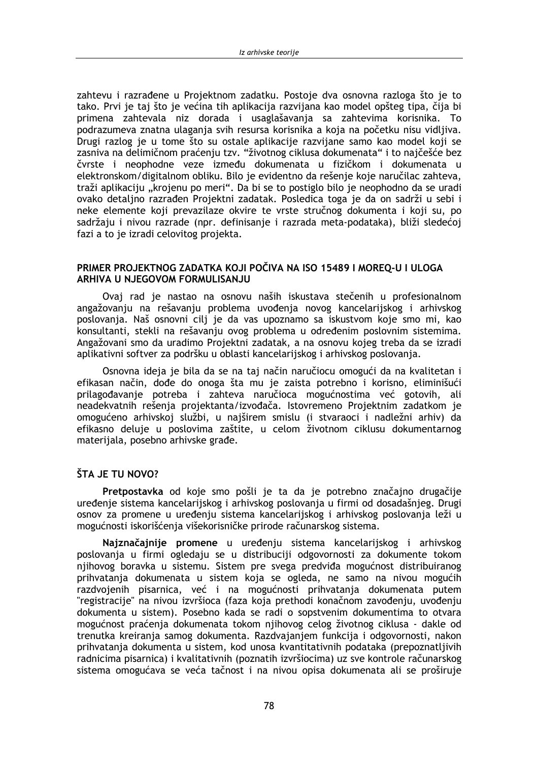zahtevu i razrađene u Projektnom zadatku. Postoje dva osnovna razloga što je to tako. Prvi je taj što je većina tih aplikacija razvijana kao model opšteg tipa, čija bi primena zahtevala niz dorada i usaglašavanja sa zahtevima korisnika. To podrazumeva znatna ulaganja svih resursa korisnika a koja na početku nisu vidljiva. Drugi razlog je u tome što su ostale aplikacije razvijane samo kao model koji se zasniva na delimičnom praćenju tzv. "životnog ciklusa dokumenata" i to najčešće bez čvrste i neophodne veze između dokumenata u fizičkom i dokumenata u elektronskom/digitalnom obliku. Bilo je evidentno da rešenje koje naručilac zahteva, traži aplikaciju „krojenu po meri". Da bi se to postiglo bilo je neophodno da se uradi ovako detaljno razrađen Projektni zadatak. Posledica toga je da on sadrži u sebi i neke elemente koji prevazilaze okvire te vrste stručnog dokumenta i koji su, po sadržaju i nivou razrade (npr. definisanje i razrada meta-podataka), bliži sledećoj fazi a to je izradi celovitog projekta.

## PRIMER PROJEKTNOG ZADATKA KOJI POČIVA NA ISO 15489 I MOREQ-U I ULOGA ARHIVA U NJEGOVOM FORMULISANJU

Ovaj rad je nastao na osnovu naših iskustava stečenih u profesionalnom angažovanju na rešavanju problema uvođenja novog kancelarijskog i arhivskog poslovanja. Naš osnovni cilj je da vas upoznamo sa iskustvom koje smo mi, kao konsultanti, stekli na rešavanju ovog problema u određenim poslovnim sistemima. Angažovani smo da uradimo Projektni zadatak, a na osnovu kojeg treba da se izradi aplikativni softver za podršku u oblasti kancelarijskog i arhivskog poslovanja.

Osnovna ideja je bila da se na taj način naručiocu omogući da na kvalitetan i efikasan način, dođe do onoga šta mu je zaista potrebno i korisno, eliminišući prilagođavanje potreba i zahteva naručioca mogućnostima već gotovih, ali neadekvatnih rešenja projektanta/izvođača. Istovremeno Projektnim zadatkom je omogućeno arhivskoj službi, u najširem smislu (i stvaraoci i nadležni arhiv) da efikasno deluje u poslovima zaštite, u celom životnom ciklusu dokumentarnog materijala, posebno arhivske građe.

## ŠTA JE TU NOVO?

**Pretpostavka** od koje smo pošli je ta da je potrebno značajno drugačije uređenje sistema kancelarijskog i arhivskog poslovanja u firmi od dosadašnjeg. Drugi osnov za promene u uređenju sistema kancelarijskog i arhivskog poslovanja leži u mogućnosti iskorišćenja višekorisničke prirode računarskog sistema.

**Najznačajnije promene** u uređenju sistema kancelarijskog i arhivskog poslovanja u firmi ogledaju se u distribuciji odgovornosti za dokumente tokom njihovog boravka u sistemu. Sistem pre svega predviđa mogućnost distribuiranog prihvatanja dokumenata u sistem koja se ogleda, ne samo na nivou mogućih razdvojenih pisarnica, već i na mogućnosti prihvatanja dokumenata putem "registracije" na nivou izvršioca (faza koja prethodi konačnom zavođenju, uvođenju dokumenta u sistem). Posebno kada se radi o sopstvenim dokumentima to otvara mogućnost praćenja dokumenata tokom njihovog celog životnog ciklusa - dakle od trenutka kreiranja samog dokumenta. Razdvajanjem funkcija i odgovornosti, nakon prihvatanja dokumenta u sistem, kod unosa kvantitativnih podataka (prepoznatljivih radnicima pisarnica) i kvalitativnih (poznatih izvršiocima) uz sve kontrole računarskog sistema omogućava se veća tačnost i na nivou opisa dokumenata ali se proširuje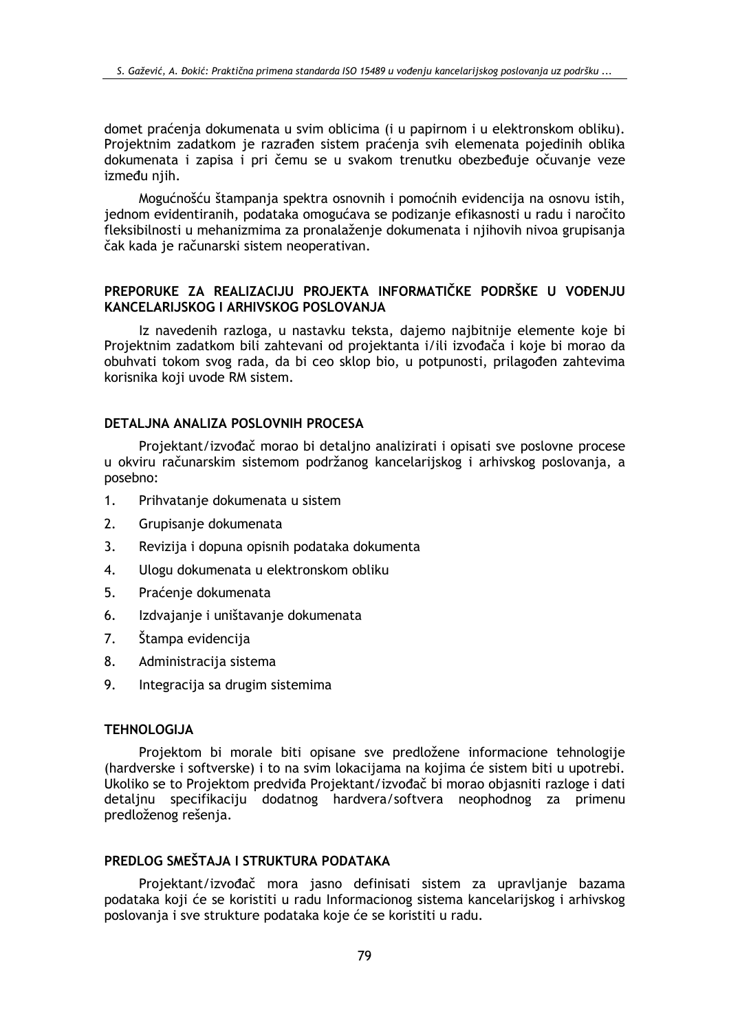domet praćenja dokumenata u svim oblicima (i u papirnom i u elektronskom obliku). Projektnim zadatkom je razrađen sistem praćenja svih elemenata pojedinih oblika dokumenata i zapisa i pri čemu se u svakom trenutku obezbeđuje očuvanje veze između njih.

Mogućnošću štampanja spektra osnovnih i pomoćnih evidencija na osnovu istih, jednom evidentiranih, podataka omogućava se podizanje efikasnosti u radu i naročito fleksibilnosti u mehanizmima za pronalaženje dokumenata i njihovih nivoa grupisanja čak kada je računarski sistem neoperativan.

## PREPORUKE ZA REALIZACIJU PROJEKTA INFORMATIČKE PODRŠKE U VOĐENJU KANCELARIJSKOG I ARHIVSKOG POSLOVANJA

Iz navedenih razloga, u nastavku teksta, dajemo najbitnije elemente koje bi Projektnim zadatkom bili zahtevani od projektanta i/ili izvođača i koje bi morao da obuhvati tokom svog rada, da bi ceo sklop bio, u potpunosti, prilagođen zahtevima korisnika koji uvode RM sistem.

## DETALJNA ANALIZA POSLOVNIH PROCESA

Projektant/izvođač morao bi detaljno analizirati i opisati sve poslovne procese u okviru računarskim sistemom podržanog kancelarijskog i arhivskog poslovanja, a posebno:

1. Prihvatanje dokumenata u sistem
2. Grupisanje dokumenata
3. Revizija i dopuna opisnih podataka dokumenta
4. Ulogu dokumenata u elektronskom obliku
5. Praćenje dokumenata
6. Izdvajanje i uništavanje dokumenata
7. Štampa evidencija
8. Administracija sistema
9. Integracija sa drugim sistemima

## TEHNOLOGIJA

Projektom bi morale biti opisane sve predložene informacione tehnologije (hardverske i softverske) i to na svim lokacijama na kojima će sistem biti u upotrebi. Ukoliko se to Projektom predviđa Projektant/izvođač bi morao objasniti razloge i dati detaljnu specifikaciju dodatnog hardvera/softvera neophodnog za primenu predloženog rešenja.

## PREDLOG SMEŠTAJA I STRUKTURA PODATAKA

Projektant/izvođač mora jasno definisati sistem za upravljanje bazama podataka koji će se koristiti u radu Informacionog sistema kancelarijskog i arhivskog poslovanja i sve strukture podataka koje će se koristiti u radu.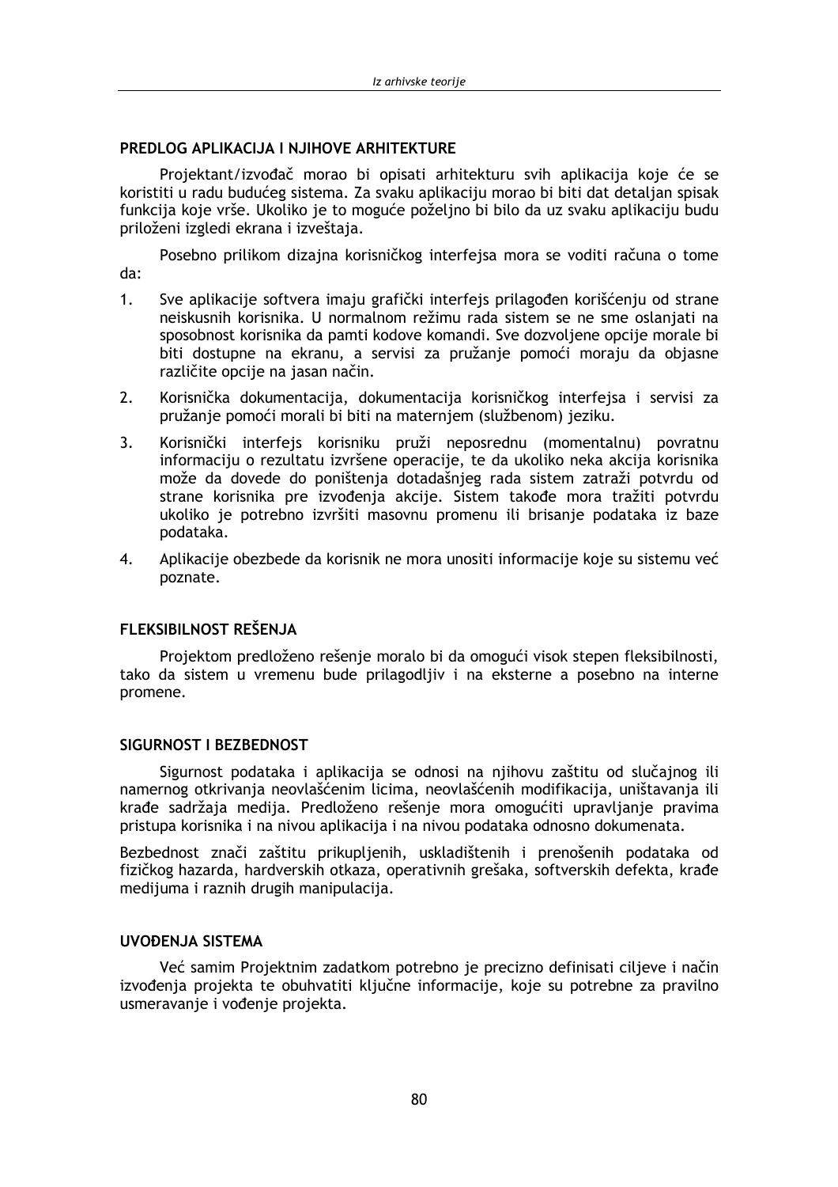## PREDLOG APLIKACIJA I NJIHOVE ARHITEKTURE

Projektant/izvođač morao bi opisati arhitekturu svih aplikacija koje će se koristiti u radu budućeg sistema. Za svaku aplikaciju morao bi biti dat detaljan spisak funkcija koje vrše. Ukoliko je to moguće poželjno bi bilo da uz svaku aplikaciju budu priloženi izgledi ekrana i izveštaja.

Posebno prilikom dizajna korisničkog interfejsa mora se voditi računa o tome da:

1. Sve aplikacije softvera imaju grafički interfejs prilagođen korišćenju od strane neiskusnih korisnika. U normalnom režimu rada sistem se ne sme oslanjati na sposobnost korisnika da pamti kodove komandi. Sve dozvoljene opcije morale bi biti dostupne na ekranu, a servisi za pružanje pomoći moraju da objasne različite opcije na jasan način.
2. Korisnička dokumentacija, dokumentacija korisničkog interfejsa i servisi za pružanje pomoći morali bi biti na maternjem (službenom) jeziku.
3. Korisnički interfejs korisniku pruži neposrednu (momentalnu) povratnu informaciju o rezultatu izvršene operacije, te da ukoliko neka akcija korisnika može da dovede do poništenja dotadašnjeg rada sistem zatraži potvrdu od strane korisnika pre izvođenja akcije. Sistem takođe mora tražiti potvrdu ukoliko je potrebno izvršiti masovnu promenu ili brisanje podataka iz baze podataka.
4. Aplikacije obezbede da korisnik ne mora unositi informacije koje su sistemu već poznate.

## FLEKSIBILNOST REŠENJA

Projektom predloženo rešenje moralo bi da omogući visok stepen fleksibilnosti, tako da sistem u vremenu bude prilagodljiv i na eksterne a posebno na interne promene.

## SIGURNOST I BEZBEDNOST

Sigurnost podataka i aplikacija se odnosi na njihovu zaštitu od slučajnog ili namernog otkrivanja neovlašćenim licima, neovlašćenih modifikacija, uništavanja ili krađe sadržaja medija. Predloženo rešenje mora omogućiti upravljanje pravima pristupa korisnika i na nivou aplikacija i na nivou podataka odnosno dokumenata.

Bezbednost znači zaštitu prikupljenih, uskladištenih i prenošenih podataka od fizičkog hazarda, hardverskih otkaza, operativnih grešaka, softverskih defekta, krađe medijuma i raznih drugih manipulacija.

## UVOĐENJA SISTEMA

Već samim Projektnim zadatkom potrebno je precizno definisati ciljeve i način izvođenja projekta te obuhvatiti ključne informacije, koje su potrebne za pravilno usmeravanje i vođenje projekta.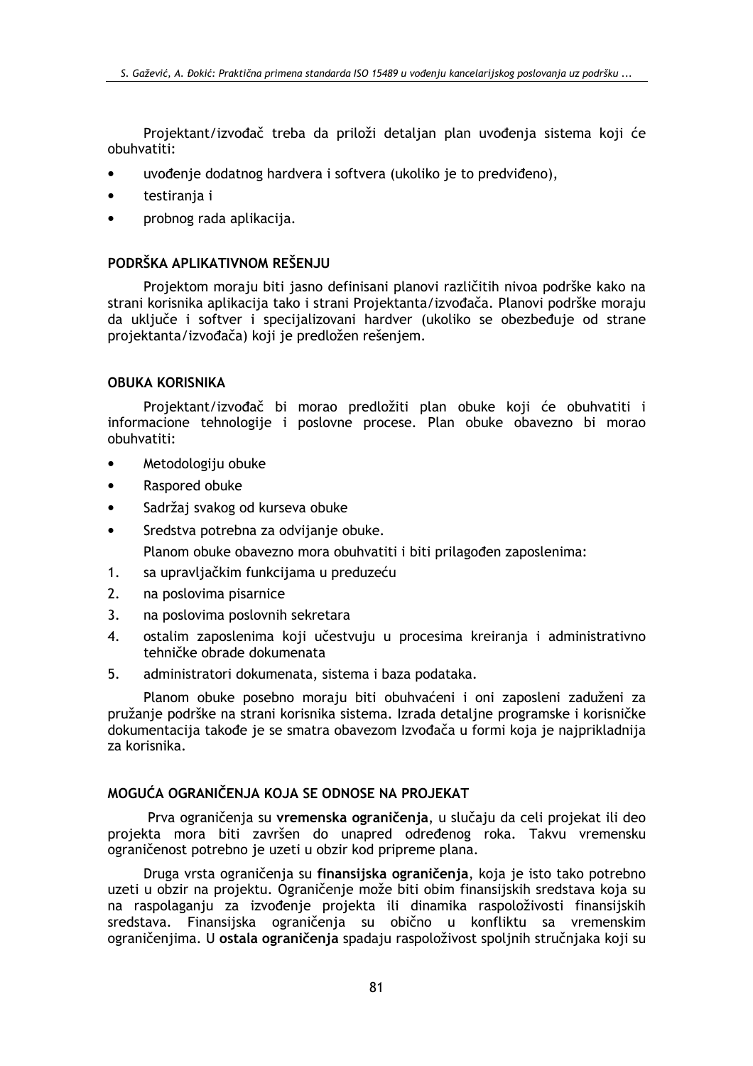Projektant/izvođač treba da priloži detaljan plan uvođenja sistema koji će obuhvatiti:

- uvođenje dodatnog hardvera i softvera (ukoliko je to predviđeno),
- testiranja i
- probnog rada aplikacija.

## PODRŠKA APLIKATIVNOM REŠENJU

Projektom moraju biti jasno definisani planovi različitih nivoa podrške kako na strani korisnika aplikacija tako i strani Projektanta/izvođača. Planovi podrške moraju da uključe i softver i specijalizovani hardver (ukoliko se obezbeđuje od strane projektanta/izvođača) koji je predložen rešenjem.

## OBUKA KORISNIKA

Projektant/izvođač bi morao predložiti plan obuke koji će obuhvatiti i informacione tehnologije i poslovne procese. Plan obuke obavezno bi morao obuhvatiti:

- Metodologiju obuke
- Raspored obuke
- Sadržaj svakog od kurseva obuke
- Sredstva potrebna za odvijanje obuke.

Planom obuke obavezno mora obuhvatiti i biti prilagođen zaposlenima:

1. sa upravljačkim funkcijama u preduzeću
2. na poslovima pisarnice
3. na poslovima poslovnih sekretara
4. ostalim zaposlenima koji učestvuju u procesima kreiranja i administrativno tehničke obrade dokumenata
5. administratori dokumenata, sistema i baza podataka.

Planom obuke posebno moraju biti obuhvaćeni i oni zaposleni zaduženi za pružanje podrške na strani korisnika sistema. Izrada detaljne programske i korisničke dokumentacija takođe je se smatra obavezom Izvođača u formi koja je najprikladnija za korisnika.

## MOGUĆA OGRANIČENJA KOJA SE ODNOSE NA PROJEKAT

Prva ograničenja su **vremenska ograničenja**, u slučaju da celi projekat ili deo projekta mora biti završen do unapred određenog roka. Takvu vremensku ograničenost potrebno je uzeti u obzir kod pripreme plana.

Druga vrsta ograničenja su **finansijska ograničenja**, koja je isto tako potrebno uzeti u obzir na projektu. Ograničenje može biti obim finansijskih sredstava koja su na raspolaganju za izvođenje projekta ili dinamika raspoloživosti finansijskih sredstava. Finansijska ograničenja su obično u konfliktu sa vremenskim ograničenjima. U **ostala ograničenja** spadaju raspoloživost spoljnih stručnjaka koji su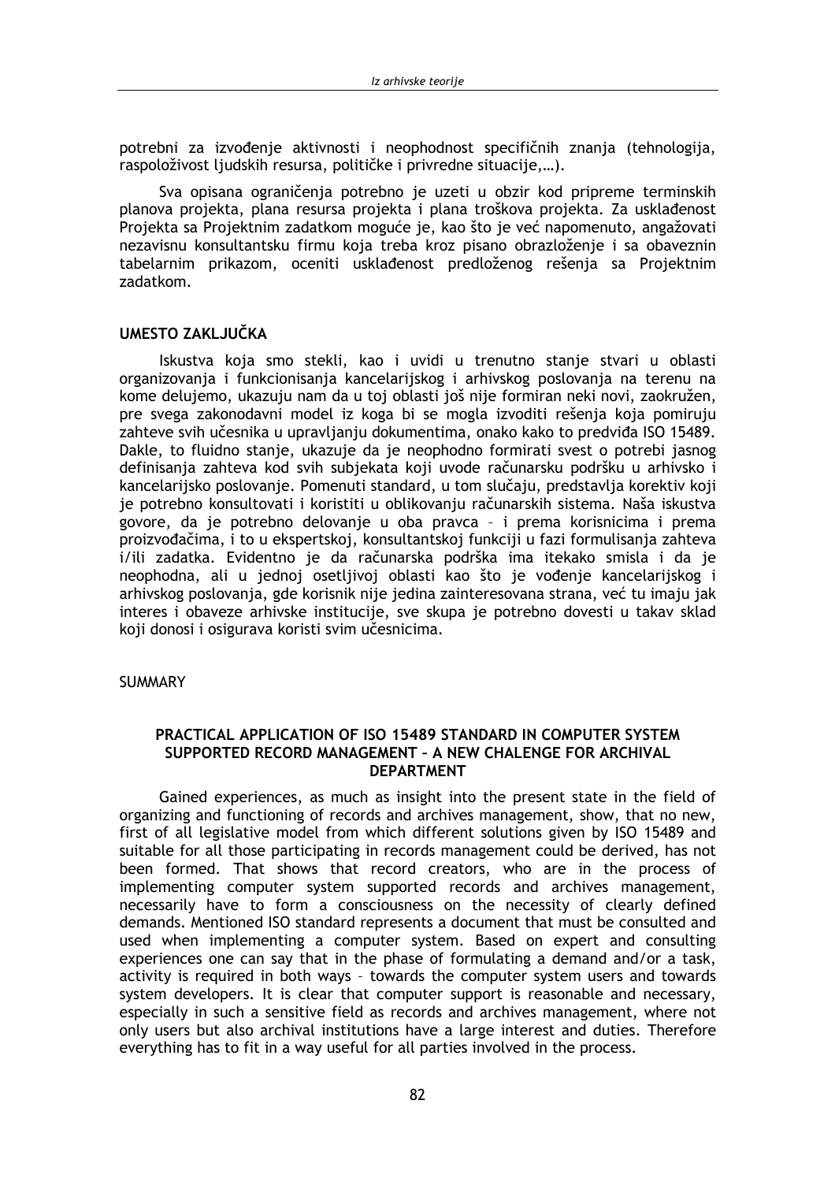potrebni za izvođenje aktivnosti i neophodnost specifičnih znanja (tehnologija, raspoloživost ljudskih resursa, političke i privredne situacije,…).

Sva opisana ograničenja potrebno je uzeti u obzir kod pripreme terminskih planova projekta, plana resursa projekta i plana troškova projekta. Za usklađenost Projekta sa Projektnim zadatkom moguće je, kao što je već napomenuto, angažovati nezavisnu konsultantsku firmu koja treba kroz pisano obrazloženje i sa obaveznin tabelarnim prikazom, oceniti usklađenost predloženog rešenja sa Projektnim zadatkom.

## UMESTO ZAKLJUČKA

Iskustva koja smo stekli, kao i uvidi u trenutno stanje stvari u oblasti organizovanja i funkcionisanja kancelarijskog i arhivskog poslovanja na terenu na kome delujemo, ukazuju nam da u toj oblasti još nije formiran neki novi, zaokružen, pre svega zakonodavni model iz koga bi se mogla izvoditi rešenja koja pomiruju zahteve svih učesnika u upravljanju dokumentima, onako kako to predviđa ISO 15489. Dakle, to fluidno stanje, ukazuje da je neophodno formirati svest o potrebi jasnog definisanja zahteva kod svih subjekata koji uvode računarsku podršku u arhivsko i kancelarijsko poslovanje. Pomenuti standard, u tom slučaju, predstavlja korektiv koji je potrebno konsultovati i koristiti u oblikovanju računarskih sistema. Naša iskustva govore, da je potrebno delovanje u oba pravca – i prema korisnicima i prema proizvođačima, i to u ekspertskoj, konsultantskoj funkciji u fazi formulisanja zahteva i/ili zadatka. Evidentno je da računarska podrška ima itekako smisla i da je neophodna, ali u jednoj osetljivoj oblasti kao što je vođenje kancelarijskog i arhivskog poslovanja, gde korisnik nije jedina zainteresovana strana, već tu imaju jak interes i obaveze arhivske institucije, sve skupa je potrebno dovesti u takav sklad koji donosi i osigurava koristi svim učesnicima.

SUMMARY

### PRACTICAL APPLICATION OF ISO 15489 STANDARD IN COMPUTER SYSTEM SUPPORTED RECORD MANAGEMENT – A NEW CHALENGE FOR ARCHIVAL DEPARTMENT

Gained experiences, as much as insight into the present state in the field of organizing and functioning of records and archives management, show, that no new, first of all legislative model from which different solutions given by ISO 15489 and suitable for all those participating in records management could be derived, has not been formed. That shows that record creators, who are in the process of implementing computer system supported records and archives management, necessarily have to form a consciousness on the necessity of clearly defined demands. Mentioned ISO standard represents a document that must be consulted and used when implementing a computer system. Based on expert and consulting experiences one can say that in the phase of formulating a demand and/or a task, activity is required in both ways – towards the computer system users and towards system developers. It is clear that computer support is reasonable and necessary, especially in such a sensitive field as records and archives management, where not only users but also archival institutions have a large interest and duties. Therefore everything has to fit in a way useful for all parties involved in the process.